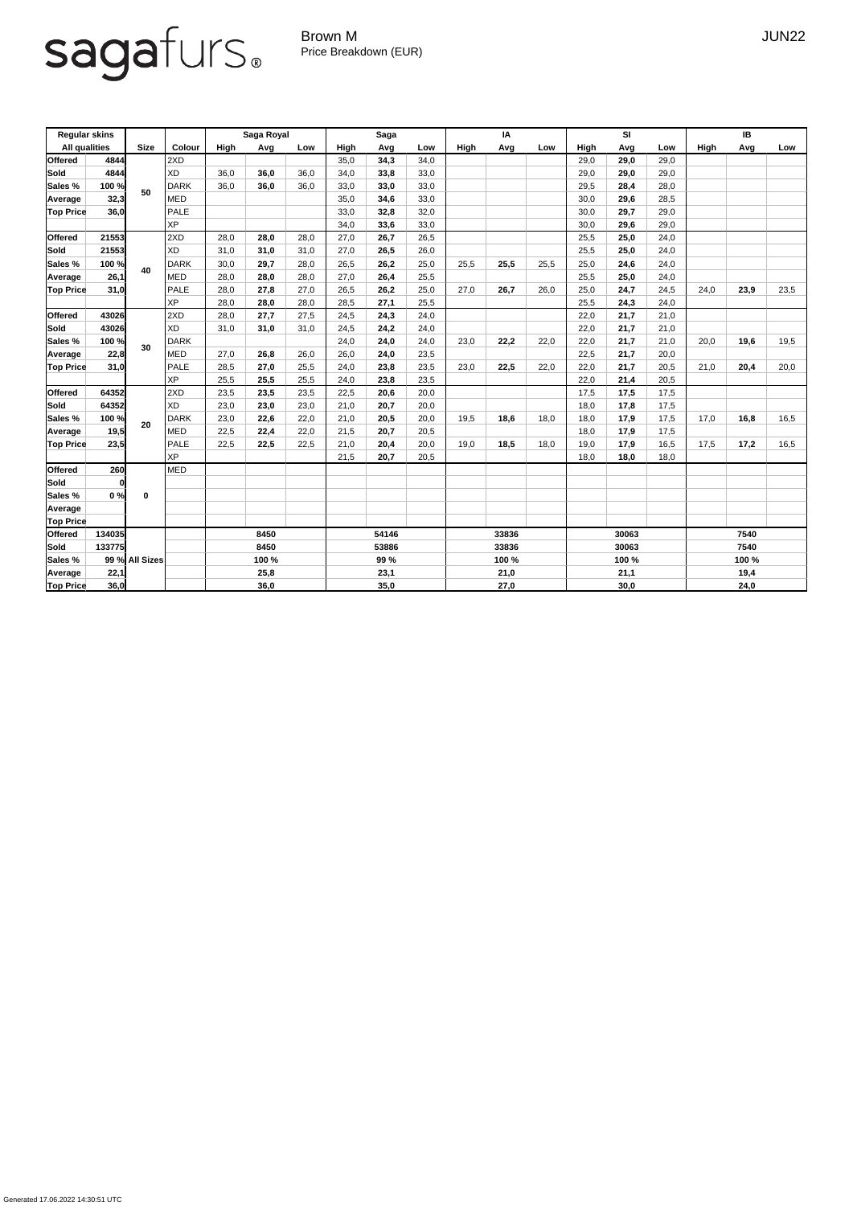sagafurs®

Brown M
Price Breakdown (EUR)

JUN22

| Regular skins | | Size | Colour | Saga Royal | | | Saga | | | IA | | | SI | | | IB | | |
|---|---|---|---|---|---|---|---|---|---|---|---|---|---|---|---|---|---|---|
| All qualities | | | | High | Avg | Low | High | Avg | Low | High | Avg | Low | High | Avg | Low | High | Avg | Low |
| Offered | 4844 | 50 | 2XD | | | | 35,0 | **34,3** | 34,0 | | | | 29,0 | **29,0** | 29,0 | | | |
| Sold | 4844 | | XD | 36,0 | **36,0** | 36,0 | 34,0 | **33,8** | 33,0 | | | | 29,0 | **29,0** | 29,0 | | | |
| Sales % | 100 % | | DARK | 36,0 | **36,0** | 36,0 | 33,0 | **33,0** | 33,0 | | | | 29,5 | **28,4** | 28,0 | | | |
| Average | 32,3 | | MED | | | | 35,0 | **34,6** | 33,0 | | | | 30,0 | **29,6** | 28,5 | | | |
| Top Price | 36,0 | | PALE | | | | 33,0 | **32,8** | 32,0 | | | | 30,0 | **29,7** | 29,0 | | | |
| | | | XP | | | | 34,0 | **33,6** | 33,0 | | | | 30,0 | **29,6** | 29,0 | | | |
| Offered | 21553 | 40 | 2XD | 28,0 | **28,0** | 28,0 | 27,0 | **26,7** | 26,5 | | | | 25,5 | **25,0** | 24,0 | | | |
| Sold | 21553 | | XD | 31,0 | **31,0** | 31,0 | 27,0 | **26,5** | 26,0 | | | | 25,5 | **25,0** | 24,0 | | | |
| Sales % | 100 % | | DARK | 30,0 | **29,7** | 28,0 | 26,5 | **26,2** | 25,0 | 25,5 | **25,5** | 25,5 | 25,0 | **24,6** | 24,0 | | | |
| Average | 26,1 | | MED | 28,0 | **28,0** | 28,0 | 27,0 | **26,4** | 25,5 | | | | 25,5 | **25,0** | 24,0 | | | |
| Top Price | 31,0 | | PALE | 28,0 | **27,8** | 27,0 | 26,5 | **26,2** | 25,0 | 27,0 | **26,7** | 26,0 | 25,0 | **24,7** | 24,5 | 24,0 | **23,9** | 23,5 |
| | | | XP | 28,0 | **28,0** | 28,0 | 28,5 | **27,1** | 25,5 | | | | 25,5 | **24,3** | 24,0 | | | |
| Offered | 43026 | 30 | 2XD | 28,0 | **27,7** | 27,5 | 24,5 | **24,3** | 24,0 | | | | 22,0 | **21,7** | 21,0 | | | |
| Sold | 43026 | | XD | 31,0 | **31,0** | 31,0 | 24,5 | **24,2** | 24,0 | | | | 22,0 | **21,7** | 21,0 | | | |
| Sales % | 100 % | | DARK | | | | 24,0 | **24,0** | 24,0 | 23,0 | **22,2** | 22,0 | 22,0 | **21,7** | 21,0 | 20,0 | **19,6** | 19,5 |
| Average | 22,8 | | MED | 27,0 | **26,8** | 26,0 | 26,0 | **24,0** | 23,5 | | | | 22,5 | **21,7** | 20,0 | | | |
| Top Price | 31,0 | | PALE | 28,5 | **27,0** | 25,5 | 24,0 | **23,8** | 23,5 | 23,0 | **22,5** | 22,0 | 22,0 | **21,7** | 20,5 | 21,0 | **20,4** | 20,0 |
| | | | XP | 25,5 | **25,5** | 25,5 | 24,0 | **23,8** | 23,5 | | | | 22,0 | **21,4** | 20,5 | | | |
| Offered | 64352 | 20 | 2XD | 23,5 | **23,5** | 23,5 | 22,5 | **20,6** | 20,0 | | | | 17,5 | **17,5** | 17,5 | | | |
| Sold | 64352 | | XD | 23,0 | **23,0** | 23,0 | 21,0 | **20,7** | 20,0 | | | | 18,0 | **17,8** | 17,5 | | | |
| Sales % | 100 % | | DARK | 23,0 | **22,6** | 22,0 | 21,0 | **20,5** | 20,0 | 19,5 | **18,6** | 18,0 | 18,0 | **17,9** | 17,5 | 17,0 | **16,8** | 16,5 |
| Average | 19,5 | | MED | 22,5 | **22,4** | 22,0 | 21,5 | **20,7** | 20,5 | | | | 18,0 | **17,9** | 17,5 | | | |
| Top Price | 23,5 | | PALE | 22,5 | **22,5** | 22,5 | 21,0 | **20,4** | 20,0 | 19,0 | **18,5** | 18,0 | 19,0 | **17,9** | 16,5 | 17,5 | **17,2** | 16,5 |
| | | | XP | | | | 21,5 | **20,7** | 20,5 | | | | 18,0 | **18,0** | 18,0 | | | |
| Offered | 260 | 0 | MED | | | | | | | | | | | | | | | |
| Sold | 0 | | | | | | | | | | | | | | | | | |
| Sales % | 0 % | | | | | | | | | | | | | | | | | |
| Average | | | | | | | | | | | | | | | | | | |
| Top Price | | | | | | | | | | | | | | | | | | |
| Offered | 134035 | All Sizes | | | **8450** | | | **54146** | | | **33836** | | | **30063** | | | **7540** | |
| Sold | 133775 | | | | **8450** | | | **53886** | | | **33836** | | | **30063** | | | **7540** | |
| Sales % | 99 % | | | | **100 %** | | | **99 %** | | | **100 %** | | | **100 %** | | | **100 %** | |
| Average | 22,1 | | | | **25,8** | | | **23,1** | | | **21,0** | | | **21,1** | | | **19,4** | |
| Top Price | 36,0 | | | | **36,0** | | | **35,0** | | | **27,0** | | | **30,0** | | | **24,0** | |

Generated 17.06.2022 14:30:51 UTC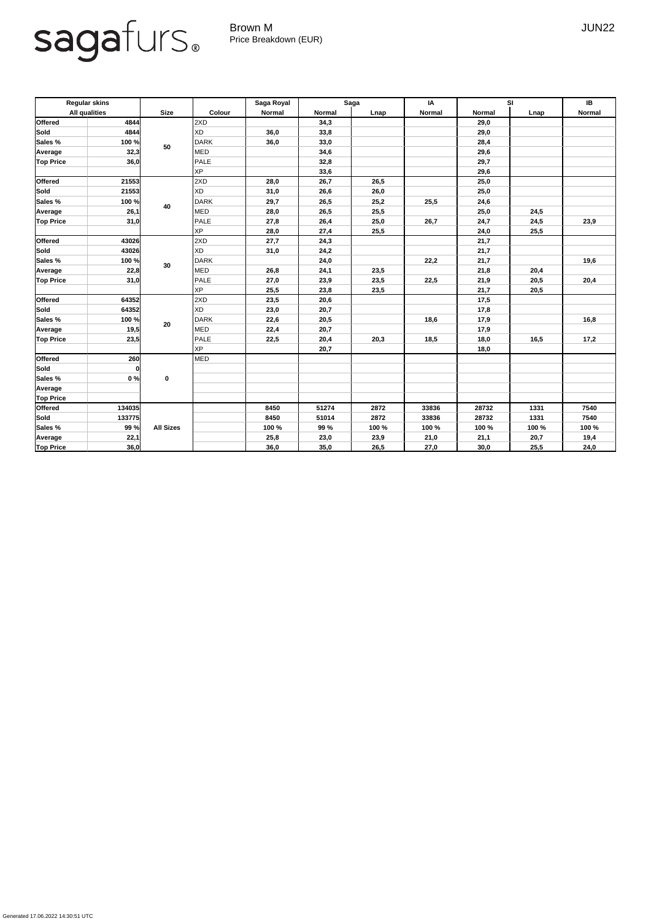sagafurs®

Brown M
Price Breakdown (EUR)

JUN22

| Regular skins | | Size | Colour | Saga Royal | Saga | | IA | SI | | IB |
|---|---|---|---|---|---|---|---|---|---|---|
| All qualities | | | | Normal | Normal | Lnap | Normal | Normal | Lnap | Normal |
| Offered | 4844 | 50 | 2XD | | 34,3 | | | 29,0 | | |
| Sold | 4844 | | XD | 36,0 | 33,8 | | | 29,0 | | |
| Sales % | 100 % | | DARK | 36,0 | 33,0 | | | 28,4 | | |
| Average | 32,3 | | MED | | 34,6 | | | 29,6 | | |
| Top Price | 36,0 | | PALE | | 32,8 | | | 29,7 | | |
| | | | XP | | 33,6 | | | 29,6 | | |
| Offered | 21553 | 40 | 2XD | 28,0 | 26,7 | 26,5 | | 25,0 | | |
| Sold | 21553 | | XD | 31,0 | 26,6 | 26,0 | | 25,0 | | |
| Sales % | 100 % | | DARK | 29,7 | 26,5 | 25,2 | 25,5 | 24,6 | | |
| Average | 26,1 | | MED | 28,0 | 26,5 | 25,5 | | 25,0 | 24,5 | |
| Top Price | 31,0 | | PALE | 27,8 | 26,4 | 25,0 | 26,7 | 24,7 | 24,5 | 23,9 |
| | | | XP | 28,0 | 27,4 | 25,5 | | 24,0 | 25,5 | |
| Offered | 43026 | 30 | 2XD | 27,7 | 24,3 | | | 21,7 | | |
| Sold | 43026 | | XD | 31,0 | 24,2 | | | 21,7 | | |
| Sales % | 100 % | | DARK | | 24,0 | | 22,2 | 21,7 | | 19,6 |
| Average | 22,8 | | MED | 26,8 | 24,1 | 23,5 | | 21,8 | 20,4 | |
| Top Price | 31,0 | | PALE | 27,0 | 23,9 | 23,5 | 22,5 | 21,9 | 20,5 | 20,4 |
| | | | XP | 25,5 | 23,8 | 23,5 | | 21,7 | 20,5 | |
| Offered | 64352 | 20 | 2XD | 23,5 | 20,6 | | | 17,5 | | |
| Sold | 64352 | | XD | 23,0 | 20,7 | | | 17,8 | | |
| Sales % | 100 % | | DARK | 22,6 | 20,5 | | 18,6 | 17,9 | | 16,8 |
| Average | 19,5 | | MED | 22,4 | 20,7 | | | 17,9 | | |
| Top Price | 23,5 | | PALE | 22,5 | 20,4 | 20,3 | 18,5 | 18,0 | 16,5 | 17,2 |
| | | | XP | | 20,7 | | | 18,0 | | |
| Offered | 260 | 0 | MED | | | | | | | |
| Sold | 0 | | | | | | | | | |
| Sales % | 0 % | | | | | | | | | |
| Average | | | | | | | | | | |
| Top Price | | | | | | | | | | |
| Offered | 134035 | All Sizes | | 8450 | 51274 | 2872 | 33836 | 28732 | 1331 | 7540 |
| Sold | 133775 | | | 8450 | 51014 | 2872 | 33836 | 28732 | 1331 | 7540 |
| Sales % | 99 % | | | 100 % | 99 % | 100 % | 100 % | 100 % | 100 % | 100 % |
| Average | 22,1 | | | 25,8 | 23,0 | 23,9 | 21,0 | 21,1 | 20,7 | 19,4 |
| Top Price | 36,0 | | | 36,0 | 35,0 | 26,5 | 27,0 | 30,0 | 25,5 | 24,0 |

Generated 17.06.2022 14:30:51 UTC